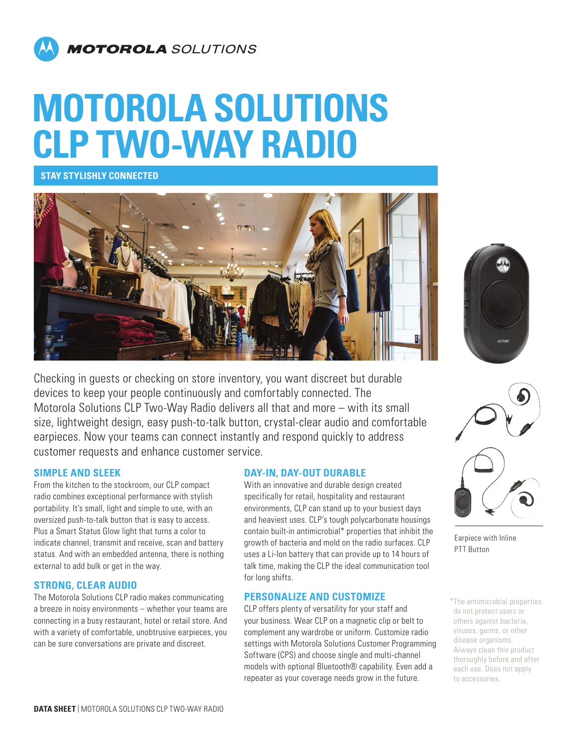# MOTOROLA SOLUTIONS CLP TWO-WAY RADIO

**STAY STYLISHLY CONNECTED**

Checking in guests or checking on store inventory, you want discreet but durable devices to keep your people continuously and comfortably connected. The Motorola Solutions CLP Two-Way Radio delivers all that and more – with its small size, lightweight design, easy push-to-talk button, crystal-clear audio and comfortable earpieces. Now your teams can connect instantly and respond quickly to address customer requests and enhance customer service.

## SIMPLE AND SLEEK

From the kitchen to the stockroom, our CLP compact radio combines exceptional performance with stylish portability. It's small, light and simple to use, with an oversized push-to-talk button that is easy to access. Plus a Smart Status Glow light that turns a color to indicate channel, transmit and receive, scan and battery status. And with an embedded antenna, there is nothing external to add bulk or get in the way.

## STRONG, CLEAR AUDIO

The Motorola Solutions CLP radio makes communicating a breeze in noisy environments – whether your teams are connecting in a busy restaurant, hotel or retail store. And with a variety of comfortable, unobtrusive earpieces, you can be sure conversations are private and discreet.

## DAY-IN, DAY-OUT DURABLE

With an innovative and durable design created specifically for retail, hospitality and restaurant environments, CLP can stand up to your busiest days and heaviest uses. CLP's tough polycarbonate housings contain built-in antimicrobial* properties that inhibit the growth of bacteria and mold on the radio surfaces. CLP uses a Li-Ion battery that can provide up to 14 hours of talk time, making the CLP the ideal communication tool for long shifts.

## PERSONALIZE AND CUSTOMIZE

CLP offers plenty of versatility for your staff and your business. Wear CLP on a magnetic clip or belt to complement any wardrobe or uniform. Customize radio settings with Motorola Solutions Customer Programming Software (CPS) and choose single and multi-channel models with optional Bluetooth® capability. Even add a repeater as your coverage needs grow in the future.

Earpiece with Inline PTT Button

*The antimicrobial properties do not protect users or others against bacteria, viruses, germs, or other disease organisms. Always clean this product thoroughly before and after each use. Does not apply to accessories.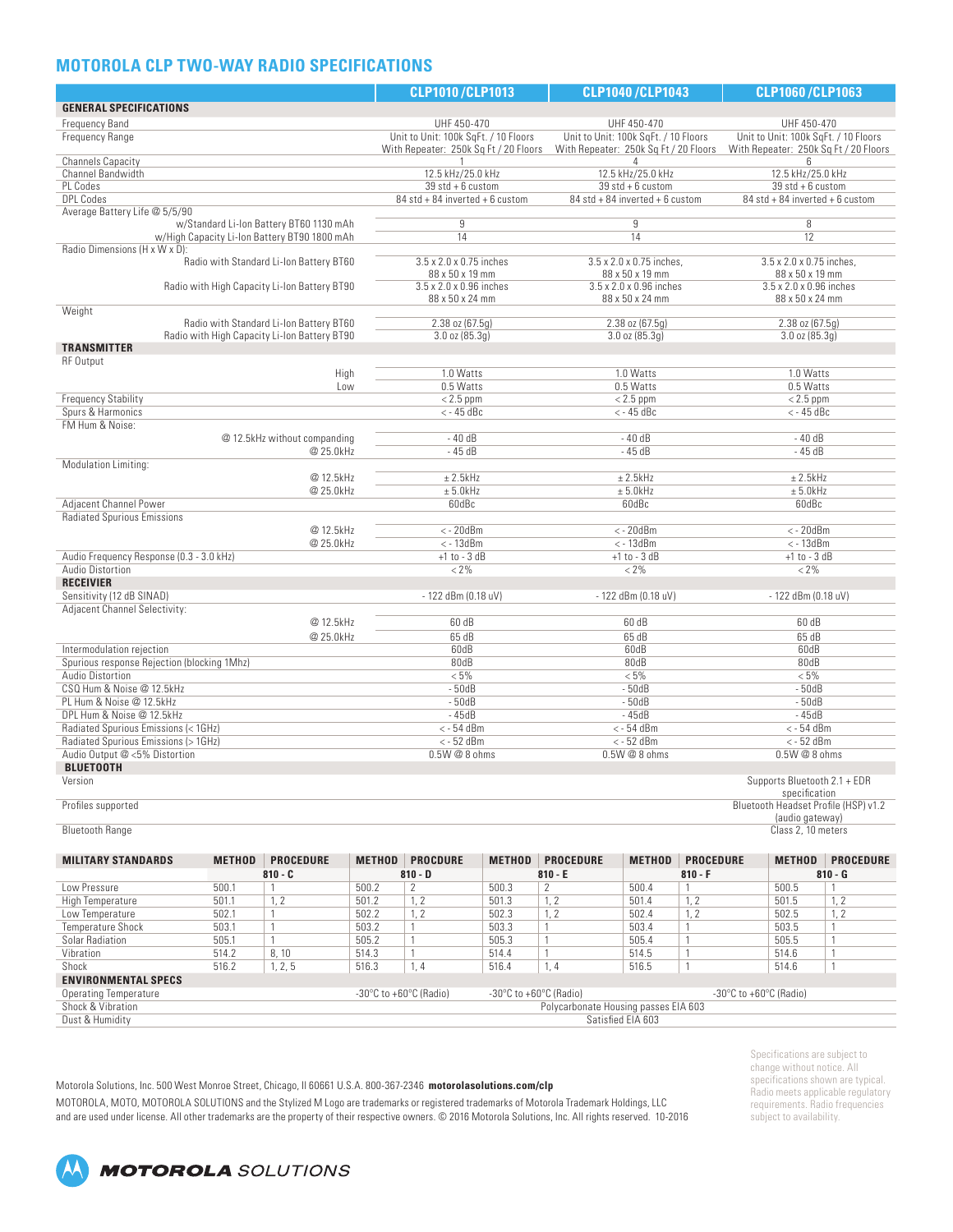# MOTOROLA CLP TWO-WAY RADIO SPECIFICATIONS

| | CLP1010/CLP1013 | CLP1040/CLP1043 | CLP1060/CLP1063 |
|---|---|---|---|
| **GENERAL SPECIFICATIONS** | | | |
| Frequency Band | UHF 450-470 | UHF 450-470 | UHF 450-470 |
| Frequency Range | Unit to Unit: 100k SqFt. / 10 Floors<br>With Repeater: 250k Sq Ft / 20 Floors | Unit to Unit: 100k SqFt. / 10 Floors<br>With Repeater: 250k Sq Ft / 20 Floors | Unit to Unit: 100k SqFt. / 10 Floors<br>With Repeater: 250k Sq Ft / 20 Floors |
| Channels Capacity | 1 | 4 | 6 |
| Channel Bandwidth | 12.5 kHz/25.0 kHz | 12.5 kHz/25.0 kHz | 12.5 kHz/25.0 kHz |
| PL Codes | 39 std + 6 custom | 39 std + 6 custom | 39 std + 6 custom |
| DPL Codes | 84 std + 84 inverted + 6 custom | 84 std + 84 inverted + 6 custom | 84 std + 84 inverted + 6 custom |
| Average Battery Life @ 5/5/90 | | | |
| w/Standard Li-Ion Battery BT60 1130 mAh | 9 | 9 | 8 |
| w/High Capacity Li-Ion Battery BT90 1800 mAh | 14 | 14 | 12 |
| Radio Dimensions (H x W x D): | | | |
| Radio with Standard Li-Ion Battery BT60 | 3.5 x 2.0 x 0.75 inches<br>88 x 50 x 19 mm | 3.5 x 2.0 x 0.75 inches,<br>88 x 50 x 19 mm | 3.5 x 2.0 x 0.75 inches,<br>88 x 50 x 19 mm |
| Radio with High Capacity Li-Ion Battery BT90 | 3.5 x 2.0 x 0.96 inches<br>88 x 50 x 24 mm | 3.5 x 2.0 x 0.96 inches<br>88 x 50 x 24 mm | 3.5 x 2.0 x 0.96 inches<br>88 x 50 x 24 mm |
| Weight | | | |
| Radio with Standard Li-Ion Battery BT60 | 2.38 oz (67.5g) | 2.38 oz (67.5g) | 2.38 oz (67.5g) |
| Radio with High Capacity Li-Ion Battery BT90 | 3.0 oz (85.3g) | 3.0 oz (85.3g) | 3.0 oz (85.3g) |
| **TRANSMITTER** | | | |
| RF Output | | | |
| High | 1.0 Watts | 1.0 Watts | 1.0 Watts |
| Low | 0.5 Watts | 0.5 Watts | 0.5 Watts |
| Frequency Stability | < 2.5 ppm | < 2.5 ppm | < 2.5 ppm |
| Spurs & Harmonics | < - 45 dBc | < - 45 dBc | < - 45 dBc |
| FM Hum & Noise: | | | |
| @ 12.5kHz without companding | - 40 dB | - 40 dB | - 40 dB |
| @ 25.0kHz | - 45 dB | - 45 dB | - 45 dB |
| Modulation Limiting: | | | |
| @ 12.5kHz | ± 2.5kHz | ± 2.5kHz | ± 2.5kHz |
| @ 25.0kHz | ± 5.0kHz | ± 5.0kHz | ± 5.0kHz |
| Adjacent Channel Power | 60dBc | 60dBc | 60dBc |
| Radiated Spurious Emissions | | | |
| @ 12.5kHz | < - 20dBm | < - 20dBm | < - 20dBm |
| @ 25.0kHz | < - 13dBm | < - 13dBm | < - 13dBm |
| Audio Frequency Response (0.3 - 3.0 kHz) | +1 to - 3 dB | +1 to - 3 dB | +1 to - 3 dB |
| Audio Distortion | < 2% | < 2% | < 2% |
| **RECEIVER** | | | |
| Sensitivity (12 dB SINAD) | - 122 dBm (0.18 uV) | - 122 dBm (0.18 uV) | - 122 dBm (0.18 uV) |
| Adjacent Channel Selectivity: | | | |
| @ 12.5kHz | 60 dB | 60 dB | 60 dB |
| @ 25.0kHz | 65 dB | 65 dB | 65 dB |
| Intermodulation rejection | 60dB | 60dB | 60dB |
| Spurious response Rejection (blocking 1Mhz) | 80dB | 80dB | 80dB |
| Audio Distortion | < 5% | < 5% | < 5% |
| CSQ Hum & Noise @ 12.5kHz | - 50dB | - 50dB | - 50dB |
| PL Hum & Noise @ 12.5kHz | - 50dB | - 50dB | - 50dB |
| DPL Hum & Noise @ 12.5kHz | - 45dB | - 45dB | - 45dB |
| Radiated Spurious Emissions (< 1GHz) | < - 54 dBm | < - 54 dBm | < - 54 dBm |
| Radiated Spurious Emissions (> 1GHz) | < - 52 dBm | < - 52 dBm | < - 52 dBm |
| Audio Output @ <5% Distortion | 0.5W @ 8 ohms | 0.5W @ 8 ohms | 0.5W @ 8 ohms |
| **BLUETOOTH** | | | |
| Version | | | Supports Bluetooth 2.1 + EDR specification |
| Profiles supported | | | Bluetooth Headset Profile (HSP) v1.2 (audio gateway) |
| Bluetooth Range | | | Class 2, 10 meters |

| MILITARY STANDARDS | METHOD | PROCEDURE | METHOD | PROCDURE | METHOD | PROCEDURE | METHOD | PROCEDURE | METHOD | PROCEDURE |
|---|---|---|---|---|---|---|---|---|---|---|
| | 810 - C | | 810 - D | | 810 - E | | 810 - F | | 810 - G | |
| Low Pressure | 500.1 | 1 | 500.2 | 2 | 500.3 | 2 | 500.4 | 1 | 500.5 | 1 |
| High Temperature | 501.1 | 1, 2 | 501.2 | 1, 2 | 501.3 | 1, 2 | 501.4 | 1, 2 | 501.5 | 1, 2 |
| Low Temperature | 502.1 | 1 | 502.2 | 1, 2 | 502.3 | 1, 2 | 502.4 | 1, 2 | 502.5 | 1, 2 |
| Temperature Shock | 503.1 | 1 | 503.2 | 1 | 503.3 | 1 | 503.4 | 1 | 503.5 | 1 |
| Solar Radiation | 505.1 | 1 | 505.2 | 1 | 505.3 | 1 | 505.4 | 1 | 505.5 | 1 |
| Vibration | 514.2 | 8, 10 | 514.3 | 1 | 514.4 | 1 | 514.5 | 1 | 514.6 | 1 |
| Shock | 516.2 | 1, 2, 5 | 516.3 | 1, 4 | 516.4 | 1, 4 | 516.5 | 1 | 514.6 | 1 |

| ENVIRONMENTAL SPECS | | | |
|---|---|---|---|
| Operating Temperature | -30°C to +60°C (Radio) | -30°C to +60°C (Radio) | -30°C to +60°C (Radio) |
| Shock & Vibration | Polycarbonate Housing passes EIA 603 | | |
| Dust & Humidity | Satisfied EIA 603 | | |

Motorola Solutions, Inc. 500 West Monroe Street, Chicago, Il 60661 U.S.A. 800-367-2346 **motorolasolutions.com/clp**

MOTOROLA, MOTO, MOTOROLA SOLUTIONS and the Stylized M Logo are trademarks or registered trademarks of Motorola Trademark Holdings, LLC and are used under license. All other trademarks are the property of their respective owners. © 2016 Motorola Solutions, Inc. All rights reserved. 10-2016

Specifications are subject to change without notice. All specifications shown are typical. Radio meets applicable regulatory requirements. Radio frequencies subject to availability.

**MOTOROLA** SOLUTIONS